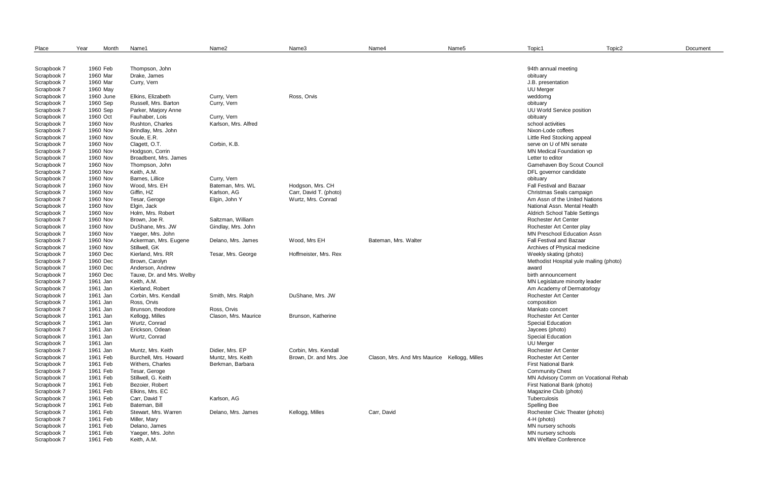| Place | Year | Month | Name1 | Name2 | Name3 | Name4 | Name5 | Topic1 | Topic2 | Document |
|---|---|---|---|---|---|---|---|---|---|---|
| Scrapbook 7 | 1960 | Feb | Thompson, John | | | | | 94th annual meeting | | |
| Scrapbook 7 | 1960 | Mar | Drake, James | | | | | obituary | | |
| Scrapbook 7 | 1960 | Mar | Curry, Vern | | | | | J.B. presentation | | |
| Scrapbook 7 | 1960 | May | | | | | | UU Merger | | |
| Scrapbook 7 | 1960 | June | Elkins, Elizabeth | Curry, Vern | Ross, Orvis | | | weddomg | | |
| Scrapbook 7 | 1960 | Sep | Russell, Mrs. Barton | Curry, Vern | | | | obituary | | |
| Scrapbook 7 | 1960 | Sep | Parker, Marjory Anne | | | | | UU World Service position | | |
| Scrapbook 7 | 1960 | Oct | Fauhaber, Lois | Curry, Vern | | | | obituary | | |
| Scrapbook 7 | 1960 | Nov | Rushton, Charles | Karlson, Mrs. Alfred | | | | school activities | | |
| Scrapbook 7 | 1960 | Nov | Brindlay, Mrs. John | | | | | Nixon-Lode coffees | | |
| Scrapbook 7 | 1960 | Nov | Soule, E.R. | | | | | Little Red Stocking appeal | | |
| Scrapbook 7 | 1960 | Nov | Clagett, O.T. | Corbin, K.B. | | | | serve on U of MN senate | | |
| Scrapbook 7 | 1960 | Nov | Hodgson, Corrin | | | | | MN Medical Foundation vp | | |
| Scrapbook 7 | 1960 | Nov | Broadbent, Mrs. James | | | | | Letter to editor | | |
| Scrapbook 7 | 1960 | Nov | Thompson, John | | | | | Gamehaven Boy Scout Council | | |
| Scrapbook 7 | 1960 | Nov | Keith, A.M. | | | | | DFL governor candidate | | |
| Scrapbook 7 | 1960 | Nov | Barnes, Lillice | Curry, Vern | | | | obituary | | |
| Scrapbook 7 | 1960 | Nov | Wood, Mrs. EH | Bateman, Mrs. WL | Hodgson, Mrs. CH | | | Fall Festival and Bazaar | | |
| Scrapbook 7 | 1960 | Nov | Giffin, HZ | Karlson, AG | Carr, David T. (photo) | | | Christmas Seals campaign | | |
| Scrapbook 7 | 1960 | Nov | Tesar, Geroge | Elgin, John Y | Wurtz, Mrs. Conrad | | | Am Assn of the United Nations | | |
| Scrapbook 7 | 1960 | Nov | Elgin, Jack | | | | | National Assn. Mental Health | | |
| Scrapbook 7 | 1960 | Nov | Holm, Mrs. Robert | | | | | Aldrich School Table Settings | | |
| Scrapbook 7 | 1960 | Nov | Brown, Joe R. | Saltzman, William | | | | Rochester Art Center | | |
| Scrapbook 7 | 1960 | Nov | DuShane, Mrs. JW | Gindlay, Mrs. John | | | | Rochester Art Center play | | |
| Scrapbook 7 | 1960 | Nov | Yaeger, Mrs. John | | | | | MN Preschool Education Assn | | |
| Scrapbook 7 | 1960 | Nov | Ackerman, Mrs. Eugene | Delano, Mrs. James | Wood, Mrs EH | Bateman, Mrs. Walter | | Fall Festival and Bazaar | | |
| Scrapbook 7 | 1960 | Nov | Stillwell, GK | | | | | Archives of Physical medicine | | |
| Scrapbook 7 | 1960 | Dec | Kierland, Mrs. RR | Tesar, Mrs. George | Hoffmeister, Mrs. Rex | | | Weekly skating (photo) | | |
| Scrapbook 7 | 1960 | Dec | Brown, Carolyn | | | | | Methodist Hospital yule mailing (photo) | | |
| Scrapbook 7 | 1960 | Dec | Anderson, Andrew | | | | | award | | |
| Scrapbook 7 | 1960 | Dec | Tauxe, Dr. and Mrs. Welby | | | | | birth announcement | | |
| Scrapbook 7 | 1961 | Jan | Keith, A.M. | | | | | MN Legislature minority leader | | |
| Scrapbook 7 | 1961 | Jan | Kierland, Robert | | | | | Am Academy of Dermatorlogy | | |
| Scrapbook 7 | 1961 | Jan | Corbin, Mrs. Kendall | Smith, Mrs. Ralph | DuShane, Mrs. JW | | | Rochester Art Center | | |
| Scrapbook 7 | 1961 | Jan | Ross, Orvis | | | | | composition | | |
| Scrapbook 7 | 1961 | Jan | Brunson, theodore | Ross, Orvis | | | | Mankato concert | | |
| Scrapbook 7 | 1961 | Jan | Kellogg, Milles | Clason, Mrs. Maurice | Brunson, Katherine | | | Rochester Art Center | | |
| Scrapbook 7 | 1961 | Jan | Wurtz, Conrad | | | | | Special Education | | |
| Scrapbook 7 | 1961 | Jan | Erickson, Odean | | | | | Jaycees (photo) | | |
| Scrapbook 7 | 1961 | Jan | Wurtz, Conrad | | | | | Special Education | | |
| Scrapbook 7 | 1961 | Jan | | | | | | UU Merger | | |
| Scrapbook 7 | 1961 | Jan | Muntz, Mrs. Keith | Didier, Mrs. EP | Corbin, Mrs. Kendall | | | Rochester Art Center | | |
| Scrapbook 7 | 1961 | Feb | Burchell, Mrs. Howard | Muntz, Mrs. Keith | Brown, Dr. and Mrs. Joe | Clason, Mrs. And Mrs Maurice | Kellogg, Milles | Rochester Art Center | | |
| Scrapbook 7 | 1961 | Feb | Withers, Charles | Berkman, Barbara | | | | First National Bank | | |
| Scrapbook 7 | 1961 | Feb | Tesar, Geroge | | | | | Community Chest | | |
| Scrapbook 7 | 1961 | Feb | Stillwell, G. Keith | | | | | MN Advisory Comm on Vocational Rehab | | |
| Scrapbook 7 | 1961 | Feb | Bezoier, Robert | | | | | First National Bank (photo) | | |
| Scrapbook 7 | 1961 | Feb | Elkins, Mrs. EC | | | | | Magazine Club (photo) | | |
| Scrapbook 7 | 1961 | Feb | Carr, David T | Karlson, AG | | | | Tuberculosis | | |
| Scrapbook 7 | 1961 | Feb | Bateman, Bill | | | | | Spelling Bee | | |
| Scrapbook 7 | 1961 | Feb | Stewart, Mrs. Warren | Delano, Mrs. James | Kellogg, Milles | Carr, David | | Rochester Civic Theater (photo) | | |
| Scrapbook 7 | 1961 | Feb | Miller, Mary | | | | | 4-H (photo) | | |
| Scrapbook 7 | 1961 | Feb | Delano, James | | | | | MN nursery schools | | |
| Scrapbook 7 | 1961 | Feb | Yaeger, Mrs. John | | | | | MN nursery schools | | |
| Scrapbook 7 | 1961 | Feb | Keith, A.M. | | | | | MN Welfare Conference | | |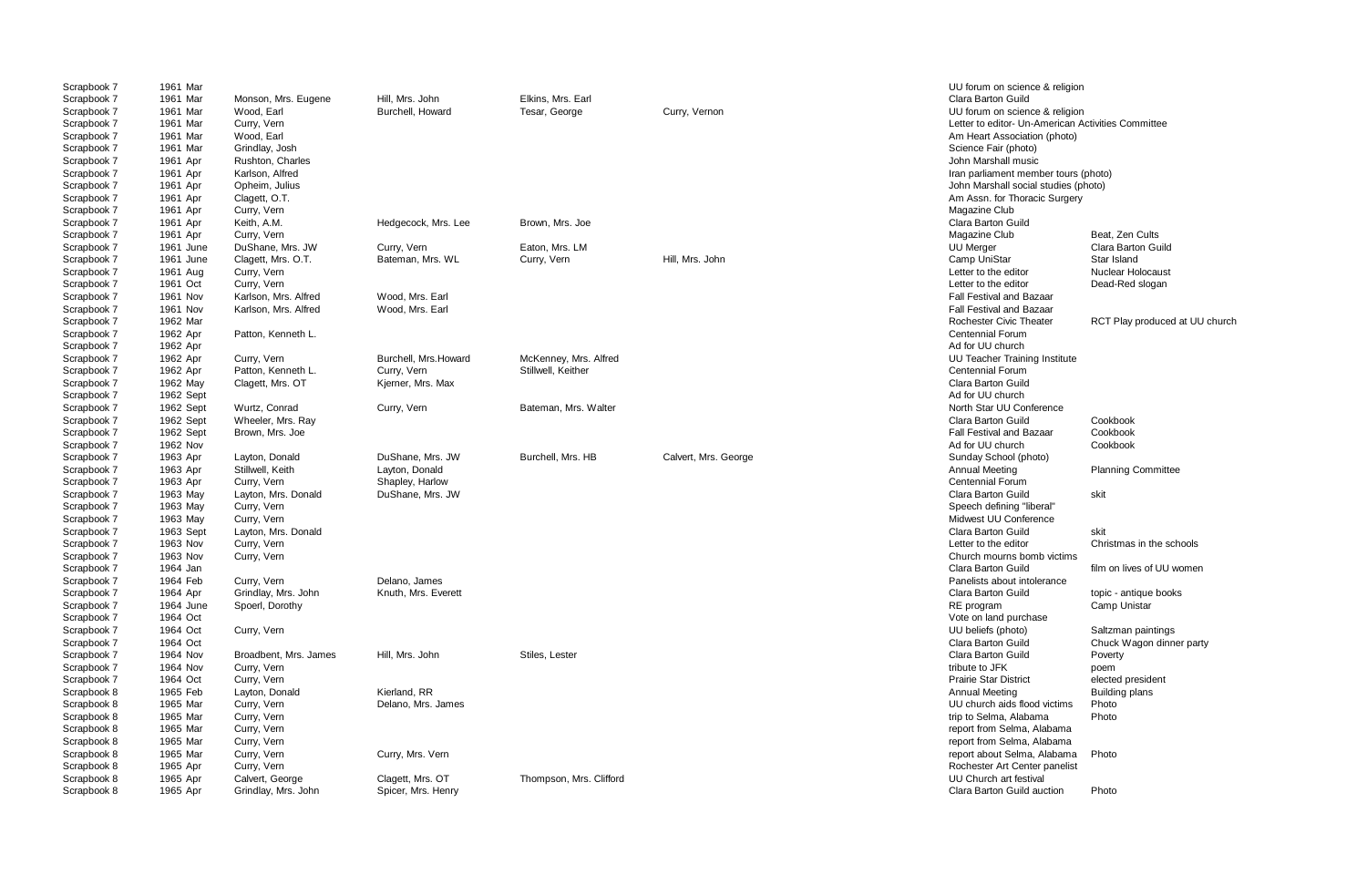| | | | | | | | |
|---|---|---|---|---|---|---|---|
| Scrapbook 7 | 1961 Mar | | | | | UU forum on science & religion | |
| Scrapbook 7 | 1961 Mar | Monson, Mrs. Eugene | Hill, Mrs. John | Elkins, Mrs. Earl | | Clara Barton Guild | |
| Scrapbook 7 | 1961 Mar | Wood, Earl | Burchell, Howard | Tesar, George | Curry, Vernon | UU forum on science & religion | |
| Scrapbook 7 | 1961 Mar | Curry, Vern | | | | Letter to editor- Un-American Activities Committee | |
| Scrapbook 7 | 1961 Mar | Wood, Earl | | | | Am Heart Association (photo) | |
| Scrapbook 7 | 1961 Mar | Grindlay, Josh | | | | Science Fair (photo) | |
| Scrapbook 7 | 1961 Apr | Rushton, Charles | | | | John Marshall music | |
| Scrapbook 7 | 1961 Apr | Karlson, Alfred | | | | Iran parliament member tours (photo) | |
| Scrapbook 7 | 1961 Apr | Opheim, Julius | | | | John Marshall social studies (photo) | |
| Scrapbook 7 | 1961 Apr | Clagett, O.T. | | | | Am Assn. for Thoracic Surgery | |
| Scrapbook 7 | 1961 Apr | Curry, Vern | | | | Magazine Club | |
| Scrapbook 7 | 1961 Apr | Keith, A.M. | Hedgecock, Mrs. Lee | Brown, Mrs. Joe | | Clara Barton Guild | |
| Scrapbook 7 | 1961 Apr | Curry, Vern | | | | Magazine Club | Beat, Zen Cults |
| Scrapbook 7 | 1961 June | DuShane, Mrs. JW | Curry, Vern | Eaton, Mrs. LM | | UU Merger | Clara Barton Guild |
| Scrapbook 7 | 1961 June | Clagett, Mrs. O.T. | Bateman, Mrs. WL | Curry, Vern | Hill, Mrs. John | Camp UniStar | Star Island |
| Scrapbook 7 | 1961 Aug | Curry, Vern | | | | Letter to the editor | Nuclear Holocaust |
| Scrapbook 7 | 1961 Oct | Curry, Vern | | | | Letter to the editor | Dead-Red slogan |
| Scrapbook 7 | 1961 Nov | Karlson, Mrs. Alfred | Wood, Mrs. Earl | | | Fall Festival and Bazaar | |
| Scrapbook 7 | 1961 Nov | Karlson, Mrs. Alfred | Wood, Mrs. Earl | | | Fall Festival and Bazaar | |
| Scrapbook 7 | 1962 Mar | | | | | Rochester Civic Theater | RCT Play produced at UU church |
| Scrapbook 7 | 1962 Apr | Patton, Kenneth L. | | | | Centennial Forum | |
| Scrapbook 7 | 1962 Apr | | | | | Ad for UU church | |
| Scrapbook 7 | 1962 Apr | Curry, Vern | Burchell, Mrs.Howard | McKenney, Mrs. Alfred | | UU Teacher Training Institute | |
| Scrapbook 7 | 1962 Apr | Patton, Kenneth L. | Curry, Vern | Stillwell, Keither | | Centennial Forum | |
| Scrapbook 7 | 1962 May | Clagett, Mrs. OT | Kjerner, Mrs. Max | | | Clara Barton Guild | |
| Scrapbook 7 | 1962 Sept | | | | | Ad for UU church | |
| Scrapbook 7 | 1962 Sept | Wurtz, Conrad | Curry, Vern | Bateman, Mrs. Walter | | North Star UU Conference | |
| Scrapbook 7 | 1962 Sept | Wheeler, Mrs. Ray | | | | Clara Barton Guild | Cookbook |
| Scrapbook 7 | 1962 Sept | Brown, Mrs. Joe | | | | Fall Festival and Bazaar | Cookbook |
| Scrapbook 7 | 1962 Nov | | | | | Ad for UU church | Cookbook |
| Scrapbook 7 | 1963 Apr | Layton, Donald | DuShane, Mrs. JW | Burchell, Mrs. HB | Calvert, Mrs. George | Sunday School (photo) | |
| Scrapbook 7 | 1963 Apr | Stillwell, Keith | Layton, Donald | | | Annual Meeting | Planning Committee |
| Scrapbook 7 | 1963 Apr | Curry, Vern | Shapley, Harlow | | | Centennial Forum | |
| Scrapbook 7 | 1963 May | Layton, Mrs. Donald | DuShane, Mrs. JW | | | Clara Barton Guild | skit |
| Scrapbook 7 | 1963 May | Curry, Vern | | | | Speech defining "liberal" | |
| Scrapbook 7 | 1963 May | Curry, Vern | | | | Midwest UU Conference | |
| Scrapbook 7 | 1963 Sept | Layton, Mrs. Donald | | | | Clara Barton Guild | skit |
| Scrapbook 7 | 1963 Nov | Curry, Vern | | | | Letter to the editor | Christmas in the schools |
| Scrapbook 7 | 1963 Nov | Curry, Vern | | | | Church mourns bomb victims | |
| Scrapbook 7 | 1964 Jan | | | | | Clara Barton Guild | film on lives of UU women |
| Scrapbook 7 | 1964 Feb | Curry, Vern | Delano, James | | | Panelists about intolerance | |
| Scrapbook 7 | 1964 Apr | Grindlay, Mrs. John | Knuth, Mrs. Everett | | | Clara Barton Guild | topic - antique books |
| Scrapbook 7 | 1964 June | Spoerl, Dorothy | | | | RE program | Camp Unistar |
| Scrapbook 7 | 1964 Oct | | | | | Vote on land purchase | |
| Scrapbook 7 | 1964 Oct | Curry, Vern | | | | UU beliefs (photo) | Saltzman paintings |
| Scrapbook 7 | 1964 Oct | | | | | Clara Barton Guild | Chuck Wagon dinner party |
| Scrapbook 7 | 1964 Nov | Broadbent, Mrs. James | Hill, Mrs. John | Stiles, Lester | | Clara Barton Guild | Poverty |
| Scrapbook 7 | 1964 Nov | Curry, Vern | | | | tribute to JFK | poem |
| Scrapbook 7 | 1964 Oct | Curry, Vern | | | | Prairie Star District | elected president |
| Scrapbook 8 | 1965 Feb | Layton, Donald | Kierland, RR | | | Annual Meeting | Building plans |
| Scrapbook 8 | 1965 Mar | Curry, Vern | Delano, Mrs. James | | | UU church aids flood victims | Photo |
| Scrapbook 8 | 1965 Mar | Curry, Vern | | | | trip to Selma, Alabama | Photo |
| Scrapbook 8 | 1965 Mar | Curry, Vern | | | | report from Selma, Alabama | |
| Scrapbook 8 | 1965 Mar | Curry, Vern | | | | report from Selma, Alabama | |
| Scrapbook 8 | 1965 Mar | Curry, Vern | Curry, Mrs. Vern | | | report about Selma, Alabama | Photo |
| Scrapbook 8 | 1965 Apr | Curry, Vern | | | | Rochester Art Center panelist | |
| Scrapbook 8 | 1965 Apr | Calvert, George | Clagett, Mrs. OT | Thompson, Mrs. Clifford | | UU Church art festival | |
| Scrapbook 8 | 1965 Apr | Grindlay, Mrs. John | Spicer, Mrs. Henry | | | Clara Barton Guild auction | Photo |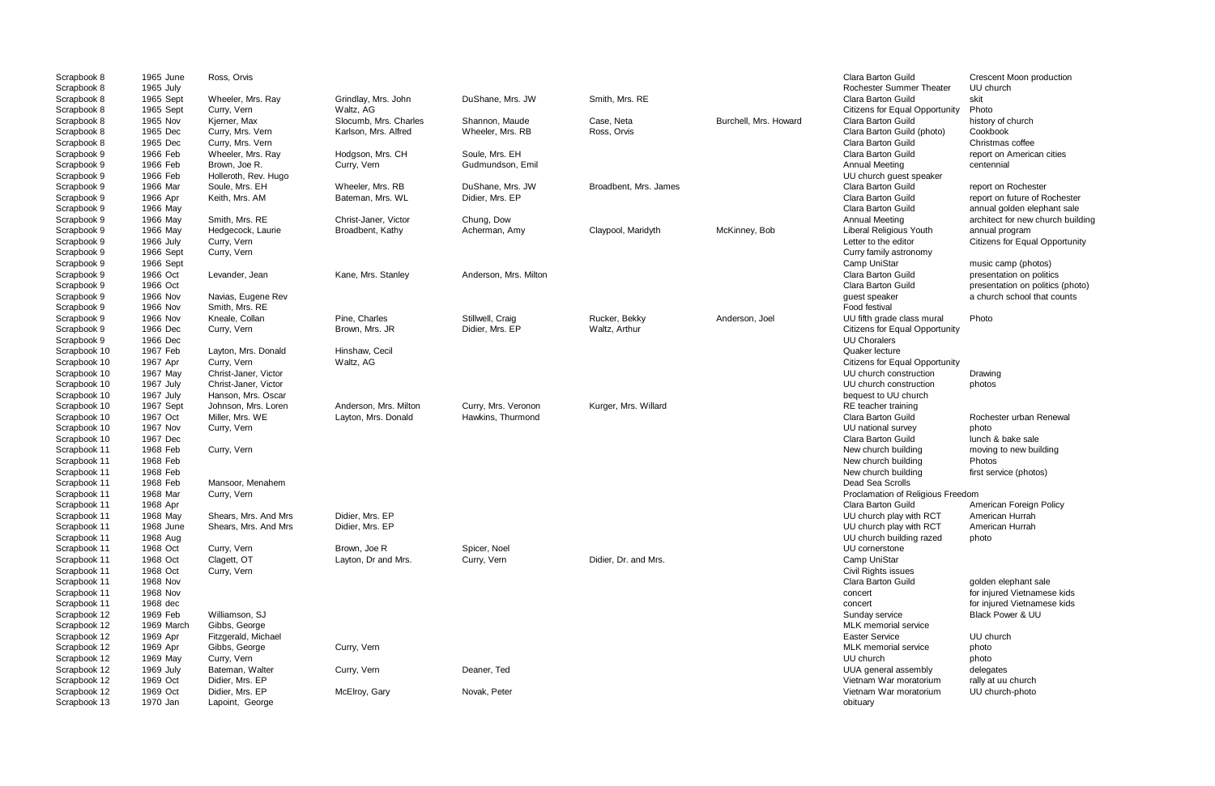| | | | | | | | | |
|---|---|---|---|---|---|---|---|---|
| Scrapbook 8 | 1965 June | Ross, Orvis | | | | | Clara Barton Guild | Crescent Moon production |
| Scrapbook 8 | 1965 July | | | | | | Rochester Summer Theater | UU church |
| Scrapbook 8 | 1965 Sept | Wheeler, Mrs. Ray | Grindlay, Mrs. John | DuShane, Mrs. JW | Smith, Mrs. RE | | Clara Barton Guild | skit |
| Scrapbook 8 | 1965 Sept | Curry, Vern | Waltz, AG | | | | Citizens for Equal Opportunity | Photo |
| Scrapbook 8 | 1965 Nov | Kjerner, Max | Slocumb, Mrs. Charles | Shannon, Maude | Case, Neta | Burchell, Mrs. Howard | Clara Barton Guild | history of church |
| Scrapbook 8 | 1965 Dec | Curry, Mrs. Vern | Karlson, Mrs. Alfred | Wheeler, Mrs. RB | Ross, Orvis | | Clara Barton Guild (photo) | Cookbook |
| Scrapbook 8 | 1965 Dec | Curry, Mrs. Vern | | | | | Clara Barton Guild | Christmas coffee |
| Scrapbook 9 | 1966 Feb | Wheeler, Mrs. Ray | Hodgson, Mrs. CH | Soule, Mrs. EH | | | Clara Barton Guild | report on American cities |
| Scrapbook 9 | 1966 Feb | Brown, Joe R. | Curry, Vern | Gudmundson, Emil | | | Annual Meeting | centennial |
| Scrapbook 9 | 1966 Feb | Holleroth, Rev. Hugo | | | | | UU church guest speaker | |
| Scrapbook 9 | 1966 Mar | Soule, Mrs. EH | Wheeler, Mrs. RB | DuShane, Mrs. JW | Broadbent, Mrs. James | | Clara Barton Guild | report on Rochester |
| Scrapbook 9 | 1966 Apr | Keith, Mrs. AM | Bateman, Mrs. WL | Didier, Mrs. EP | | | Clara Barton Guild | report on future of Rochester |
| Scrapbook 9 | 1966 May | | | | | | Clara Barton Guild | annual golden elephant sale |
| Scrapbook 9 | 1966 May | Smith, Mrs. RE | Christ-Janer, Victor | Chung, Dow | | | Annual Meeting | architect for new church building |
| Scrapbook 9 | 1966 May | Hedgecock, Laurie | Broadbent, Kathy | Acherman, Amy | Claypool, Maridyth | McKinney, Bob | Liberal Religious Youth | annual program |
| Scrapbook 9 | 1966 July | Curry, Vern | | | | | Letter to the editor | Citizens for Equal Opportunity |
| Scrapbook 9 | 1966 Sept | Curry, Vern | | | | | Curry family astronomy | |
| Scrapbook 9 | 1966 Sept | | | | | | Camp UniStar | music camp (photos) |
| Scrapbook 9 | 1966 Oct | Levander, Jean | Kane, Mrs. Stanley | Anderson, Mrs. Milton | | | Clara Barton Guild | presentation on politics |
| Scrapbook 9 | 1966 Oct | | | | | | Clara Barton Guild | presentation on politics (photo) |
| Scrapbook 9 | 1966 Nov | Navias, Eugene Rev | | | | | guest speaker | a church school that counts |
| Scrapbook 9 | 1966 Nov | Smith, Mrs. RE | | | | | Food festival | |
| Scrapbook 9 | 1966 Nov | Kneale, Collan | Pine, Charles | Stillwell, Craig | Rucker, Bekky | Anderson, Joel | UU fifth grade class mural | Photo |
| Scrapbook 9 | 1966 Dec | Curry, Vern | Brown, Mrs. JR | Didier, Mrs. EP | Waltz, Arthur | | Citizens for Equal Opportunity | |
| Scrapbook 9 | 1966 Dec | | | | | | UU Choralers | |
| Scrapbook 10 | 1967 Feb | Layton, Mrs. Donald | Hinshaw, Cecil | | | | Quaker lecture | |
| Scrapbook 10 | 1967 Apr | Curry, Vern | Waltz, AG | | | | Citizens for Equal Opportunity | |
| Scrapbook 10 | 1967 May | Christ-Janer, Victor | | | | | UU church construction | Drawing |
| Scrapbook 10 | 1967 July | Christ-Janer, Victor | | | | | UU church construction | photos |
| Scrapbook 10 | 1967 July | Hanson, Mrs. Oscar | | | | | bequest to UU church | |
| Scrapbook 10 | 1967 Sept | Johnson, Mrs. Loren | Anderson, Mrs. Milton | Curry, Mrs. Veronon | Kurger, Mrs. Willard | | RE teacher training | |
| Scrapbook 10 | 1967 Oct | Miller, Mrs. WE | Layton, Mrs. Donald | Hawkins, Thurmond | | | Clara Barton Guild | Rochester urban Renewal |
| Scrapbook 10 | 1967 Nov | Curry, Vern | | | | | UU national survey | photo |
| Scrapbook 10 | 1967 Dec | | | | | | Clara Barton Guild | lunch & bake sale |
| Scrapbook 11 | 1968 Feb | Curry, Vern | | | | | New church building | moving to new building |
| Scrapbook 11 | 1968 Feb | | | | | | New church building | Photos |
| Scrapbook 11 | 1968 Feb | | | | | | New church building | first service (photos) |
| Scrapbook 11 | 1968 Feb | Mansoor, Menahem | | | | | Dead Sea Scrolls | |
| Scrapbook 11 | 1968 Mar | Curry, Vern | | | | | Proclamation of Religious Freedom | |
| Scrapbook 11 | 1968 Apr | | | | | | Clara Barton Guild | American Foreign Policy |
| Scrapbook 11 | 1968 May | Shears, Mrs. And Mrs | Didier, Mrs. EP | | | | UU church play with RCT | American Hurrah |
| Scrapbook 11 | 1968 June | Shears, Mrs. And Mrs | Didier, Mrs. EP | | | | UU church play with RCT | American Hurrah |
| Scrapbook 11 | 1968 Aug | | | | | | UU church building razed | photo |
| Scrapbook 11 | 1968 Oct | Curry, Vern | Brown, Joe R | Spicer, Noel | | | UU cornerstone | |
| Scrapbook 11 | 1968 Oct | Clagett, OT | Layton, Dr and Mrs. | Curry, Vern | Didier, Dr. and Mrs. | | Camp UniStar | |
| Scrapbook 11 | 1968 Oct | Curry, Vern | | | | | Civil Rights issues | |
| Scrapbook 11 | 1968 Nov | | | | | | Clara Barton Guild | golden elephant sale |
| Scrapbook 11 | 1968 Nov | | | | | | concert | for injured Vietnamese kids |
| Scrapbook 11 | 1968 dec | | | | | | concert | for injured Vietnamese kids |
| Scrapbook 12 | 1969 Feb | Williamson, SJ | | | | | Sunday service | Black Power & UU |
| Scrapbook 12 | 1969 March | Gibbs, George | | | | | MLK memorial service | |
| Scrapbook 12 | 1969 Apr | Fitzgerald, Michael | | | | | Easter Service | UU church |
| Scrapbook 12 | 1969 Apr | Gibbs, George | Curry, Vern | | | | MLK memorial service | photo |
| Scrapbook 12 | 1969 May | Curry, Vern | | | | | UU church | photo |
| Scrapbook 12 | 1969 July | Bateman, Walter | Curry, Vern | Deaner, Ted | | | UUA general assembly | delegates |
| Scrapbook 12 | 1969 Oct | Didier, Mrs. EP | | | | | Vietnam War moratorium | rally at uu church |
| Scrapbook 12 | 1969 Oct | Didier, Mrs. EP | McElroy, Gary | Novak, Peter | | | Vietnam War moratorium | UU church-photo |
| Scrapbook 13 | 1970 Jan | Lapoint, George | | | | | obituary | |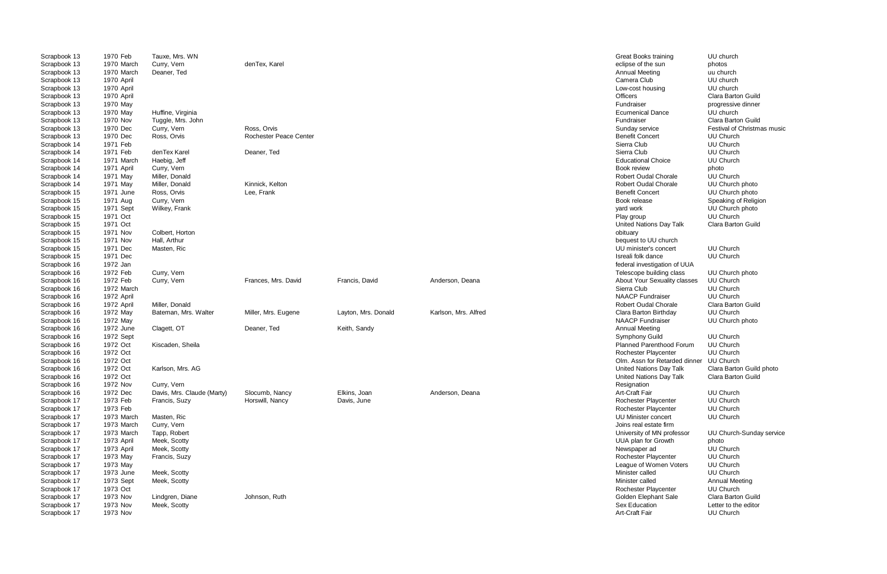| | | | | | | | |
|---|---|---|---|---|---|---|---|
| Scrapbook 13 | 1970 Feb | Tauxe, Mrs. WN | | | | Great Books training | UU church |
| Scrapbook 13 | 1970 March | Curry, Vern | denTex, Karel | | | eclipse of the sun | photos |
| Scrapbook 13 | 1970 March | Deaner, Ted | | | | Annual Meeting | uu church |
| Scrapbook 13 | 1970 April | | | | | Camera Club | UU church |
| Scrapbook 13 | 1970 April | | | | | Low-cost housing | UU church |
| Scrapbook 13 | 1970 April | | | | | Officers | Clara Barton Guild |
| Scrapbook 13 | 1970 May | | | | | Fundraiser | progressive dinner |
| Scrapbook 13 | 1970 May | Huffine, Virginia | | | | Ecumenical Dance | UU church |
| Scrapbook 13 | 1970 Nov | Tuggle, Mrs. John | | | | Fundraiser | Clara Barton Guild |
| Scrapbook 13 | 1970 Dec | Curry, Vern | Ross, Orvis | | | Sunday service | Festival of Christmas music |
| Scrapbook 13 | 1970 Dec | Ross, Orvis | Rochester Peace Center | | | Benefit Concert | UU Church |
| Scrapbook 14 | 1971 Feb | | | | | Sierra Club | UU Church |
| Scrapbook 14 | 1971 Feb | denTex Karel | Deaner, Ted | | | Sierra Club | UU Church |
| Scrapbook 14 | 1971 March | Haebig, Jeff | | | | Educational Choice | UU Church |
| Scrapbook 14 | 1971 April | Curry, Vern | | | | Book review | photo |
| Scrapbook 14 | 1971 May | Miller, Donald | | | | Robert Oudal Chorale | UU Church |
| Scrapbook 14 | 1971 May | Miller, Donald | Kinnick, Kelton | | | Robert Oudal Chorale | UU Church photo |
| Scrapbook 15 | 1971 June | Ross, Orvis | Lee, Frank | | | Benefit Concert | UU Church photo |
| Scrapbook 15 | 1971 Aug | Curry, Vern | | | | Book release | Speaking of Religion |
| Scrapbook 15 | 1971 Sept | Wilkey, Frank | | | | yard work | UU Church photo |
| Scrapbook 15 | 1971 Oct | | | | | Play group | UU Church |
| Scrapbook 15 | 1971 Oct | | | | | United Nations Day Talk | Clara Barton Guild |
| Scrapbook 15 | 1971 Nov | Colbert, Horton | | | | obituary | |
| Scrapbook 15 | 1971 Nov | Hall, Arthur | | | | bequest to UU church | |
| Scrapbook 15 | 1971 Dec | Masten, Ric | | | | UU minister's concert | UU Church |
| Scrapbook 15 | 1971 Dec | | | | | Isreali folk dance | UU Church |
| Scrapbook 16 | 1972 Jan | | | | | federal investigation of UUA | |
| Scrapbook 16 | 1972 Feb | Curry, Vern | | | | Telescope building class | UU Church photo |
| Scrapbook 16 | 1972 Feb | Curry, Vern | Frances, Mrs. David | Francis, David | Anderson, Deana | About Your Sexuality classes | UU Church |
| Scrapbook 16 | 1972 March | | | | | Sierra Club | UU Church |
| Scrapbook 16 | 1972 April | | | | | NAACP Fundraiser | UU Church |
| Scrapbook 16 | 1972 April | Miller, Donald | | | | Robert Oudal Chorale | Clara Barton Guild |
| Scrapbook 16 | 1972 May | Bateman, Mrs. Walter | Miller, Mrs. Eugene | Layton, Mrs. Donald | Karlson, Mrs. Alfred | Clara Barton Birthday | UU Church |
| Scrapbook 16 | 1972 May | | | | | NAACP Fundraiser | UU Church photo |
| Scrapbook 16 | 1972 June | Clagett, OT | Deaner, Ted | Keith, Sandy | | Annual Meeting | |
| Scrapbook 16 | 1972 Sept | | | | | Symphony Guild | UU Church |
| Scrapbook 16 | 1972 Oct | Kiscaden, Sheila | | | | Planned Parenthood Forum | UU Church |
| Scrapbook 16 | 1972 Oct | | | | | Rochester Playcenter | UU Church |
| Scrapbook 16 | 1972 Oct | | | | | Olm. Assn for Retarded dinner | UU Church |
| Scrapbook 16 | 1972 Oct | Karlson, Mrs. AG | | | | United Nations Day Talk | Clara Barton Guild photo |
| Scrapbook 16 | 1972 Oct | | | | | United Nations Day Talk | Clara Barton Guild |
| Scrapbook 16 | 1972 Nov | Curry, Vern | | | | Resignation | |
| Scrapbook 16 | 1972 Dec | Davis, Mrs. Claude (Marty) | Slocumb, Nancy | Elkins, Joan | Anderson, Deana | Art-Craft Fair | UU Church |
| Scrapbook 17 | 1973 Feb | Francis, Suzy | Horswill, Nancy | Davis, June | | Rochester Playcenter | UU Church |
| Scrapbook 17 | 1973 Feb | | | | | Rochester Playcenter | UU Church |
| Scrapbook 17 | 1973 March | Masten, Ric | | | | UU Minister concert | UU Church |
| Scrapbook 17 | 1973 March | Curry, Vern | | | | Joins real estate firm | |
| Scrapbook 17 | 1973 March | Tapp, Robert | | | | University of MN professor | UU Church-Sunday service |
| Scrapbook 17 | 1973 April | Meek, Scotty | | | | UUA plan for Growth | photo |
| Scrapbook 17 | 1973 April | Meek, Scotty | | | | Newspaper ad | UU Church |
| Scrapbook 17 | 1973 May | Francis, Suzy | | | | Rochester Playcenter | UU Church |
| Scrapbook 17 | 1973 May | | | | | League of Women Voters | UU Church |
| Scrapbook 17 | 1973 June | Meek, Scotty | | | | Minister called | UU Church |
| Scrapbook 17 | 1973 Sept | Meek, Scotty | | | | Minister called | Annual Meeting |
| Scrapbook 17 | 1973 Oct | | | | | Rochester Playcenter | UU Church |
| Scrapbook 17 | 1973 Nov | Lindgren, Diane | Johnson, Ruth | | | Golden Elephant Sale | Clara Barton Guild |
| Scrapbook 17 | 1973 Nov | Meek, Scotty | | | | Sex Education | Letter to the editor |
| Scrapbook 17 | 1973 Nov | | | | | Art-Craft Fair | UU Church |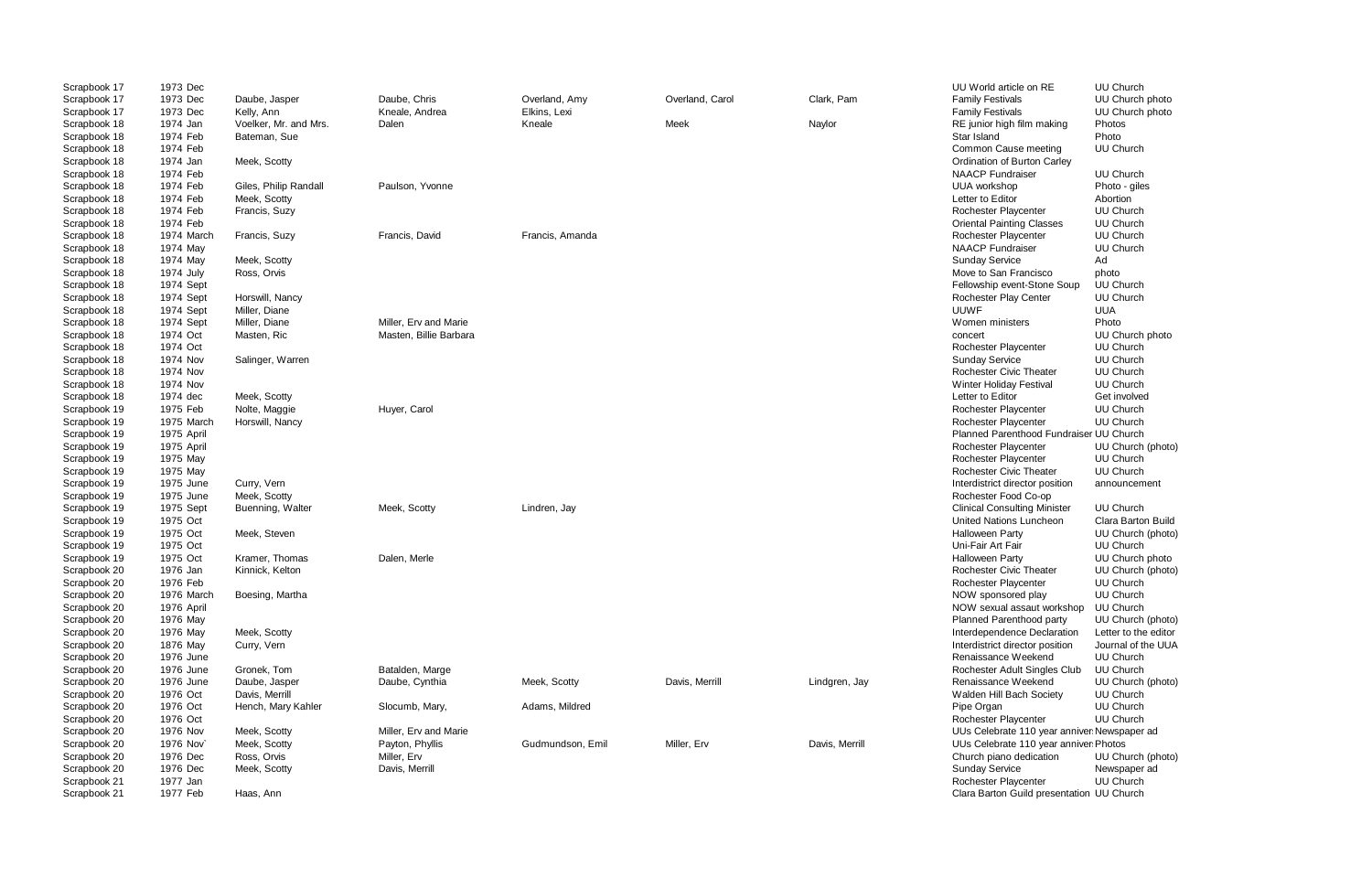| | | | | | | | | |
|---|---|---|---|---|---|---|---|---|
| Scrapbook 17 | 1973 Dec | | | | | | UU World article on RE | UU Church |
| Scrapbook 17 | 1973 Dec | Daube, Jasper | Daube, Chris | Overland, Amy | Overland, Carol | Clark, Pam | Family Festivals | UU Church photo |
| Scrapbook 17 | 1973 Dec | Kelly, Ann | Kneale, Andrea | Elkins, Lexi | | | Family Festivals | UU Church photo |
| Scrapbook 18 | 1974 Jan | Voelker, Mr. and Mrs. | Dalen | Kneale | Meek | Naylor | RE junior high film making | Photos |
| Scrapbook 18 | 1974 Feb | Bateman, Sue | | | | | Star Island | Photo |
| Scrapbook 18 | 1974 Feb | | | | | | Common Cause meeting | UU Church |
| Scrapbook 18 | 1974 Jan | Meek, Scotty | | | | | Ordination of Burton Carley | |
| Scrapbook 18 | 1974 Feb | | | | | | NAACP Fundraiser | UU Church |
| Scrapbook 18 | 1974 Feb | Giles, Philip Randall | Paulson, Yvonne | | | | UUA workshop | Photo - giles |
| Scrapbook 18 | 1974 Feb | Meek, Scotty | | | | | Letter to Editor | Abortion |
| Scrapbook 18 | 1974 Feb | Francis, Suzy | | | | | Rochester Playcenter | UU Church |
| Scrapbook 18 | 1974 Feb | | | | | | Oriental Painting Classes | UU Church |
| Scrapbook 18 | 1974 March | Francis, Suzy | Francis, David | Francis, Amanda | | | Rochester Playcenter | UU Church |
| Scrapbook 18 | 1974 May | | | | | | NAACP Fundraiser | UU Church |
| Scrapbook 18 | 1974 May | Meek, Scotty | | | | | Sunday Service | Ad |
| Scrapbook 18 | 1974 July | Ross, Orvis | | | | | Move to San Francisco | photo |
| Scrapbook 18 | 1974 Sept | | | | | | Fellowship event-Stone Soup | UU Church |
| Scrapbook 18 | 1974 Sept | Horswill, Nancy | | | | | Rochester Play Center | UU Church |
| Scrapbook 18 | 1974 Sept | Miller, Diane | | | | | UUWF | UUA |
| Scrapbook 18 | 1974 Sept | Miller, Diane | Miller, Erv and Marie | | | | Women ministers | Photo |
| Scrapbook 18 | 1974 Oct | Masten, Ric | Masten, Billie Barbara | | | | concert | UU Church photo |
| Scrapbook 18 | 1974 Oct | | | | | | Rochester Playcenter | UU Church |
| Scrapbook 18 | 1974 Nov | Salinger, Warren | | | | | Sunday Service | UU Church |
| Scrapbook 18 | 1974 Nov | | | | | | Rochester Civic Theater | UU Church |
| Scrapbook 18 | 1974 Nov | | | | | | Winter Holiday Festival | UU Church |
| Scrapbook 18 | 1974 dec | Meek, Scotty | | | | | Letter to Editor | Get involved |
| Scrapbook 19 | 1975 Feb | Nolte, Maggie | Huyer, Carol | | | | Rochester Playcenter | UU Church |
| Scrapbook 19 | 1975 March | Horswill, Nancy | | | | | Rochester Playcenter | UU Church |
| Scrapbook 19 | 1975 April | | | | | | Planned Parenthood Fundraiser | UU Church |
| Scrapbook 19 | 1975 April | | | | | | Rochester Playcenter | UU Church (photo) |
| Scrapbook 19 | 1975 May | | | | | | Rochester Playcenter | UU Church |
| Scrapbook 19 | 1975 May | | | | | | Rochester Civic Theater | UU Church |
| Scrapbook 19 | 1975 June | Curry, Vern | | | | | Interdistrict director position | announcement |
| Scrapbook 19 | 1975 June | Meek, Scotty | | | | | Rochester Food Co-op | |
| Scrapbook 19 | 1975 Sept | Buenning, Walter | Meek, Scotty | Lindren, Jay | | | Clinical Consulting Minister | UU Church |
| Scrapbook 19 | 1975 Oct | | | | | | United Nations Luncheon | Clara Barton Build |
| Scrapbook 19 | 1975 Oct | Meek, Steven | | | | | Halloween Party | UU Church (photo) |
| Scrapbook 19 | 1975 Oct | | | | | | Uni-Fair Art Fair | UU Church |
| Scrapbook 19 | 1975 Oct | Kramer, Thomas | Dalen, Merle | | | | Halloween Party | UU Church photo |
| Scrapbook 20 | 1976 Jan | Kinnick, Kelton | | | | | Rochester Civic Theater | UU Church (photo) |
| Scrapbook 20 | 1976 Feb | | | | | | Rochester Playcenter | UU Church |
| Scrapbook 20 | 1976 March | Boesing, Martha | | | | | NOW sponsored play | UU Church |
| Scrapbook 20 | 1976 April | | | | | | NOW sexual assault workshop | UU Church |
| Scrapbook 20 | 1976 May | | | | | | Planned Parenthood party | UU Church (photo) |
| Scrapbook 20 | 1976 May | Meek, Scotty | | | | | Interdependence Declaration | Letter to the editor |
| Scrapbook 20 | 1876 May | Curry, Vern | | | | | Interdistrict director position | Journal of the UUA |
| Scrapbook 20 | 1976 June | | | | | | Renaissance Weekend | UU Church |
| Scrapbook 20 | 1976 June | Gronek, Tom | Batalden, Marge | | | | Rochester Adult Singles Club | UU Church |
| Scrapbook 20 | 1976 June | Daube, Jasper | Daube, Cynthia | Meek, Scotty | Davis, Merrill | Lindgren, Jay | Renaissance Weekend | UU Church (photo) |
| Scrapbook 20 | 1976 Oct | Davis, Merrill | | | | | Walden Hill Bach Society | UU Church |
| Scrapbook 20 | 1976 Oct | Hench, Mary Kahler | Slocumb, Mary, | Adams, Mildred | | | Pipe Organ | UU Church |
| Scrapbook 20 | 1976 Oct | | | | | | Rochester Playcenter | UU Church |
| Scrapbook 20 | 1976 Nov | Meek, Scotty | Miller, Erv and Marie | | | | UUs Celebrate 110 year anniver | Newspaper ad |
| Scrapbook 20 | 1976 Nov` | Meek, Scotty | Payton, Phyllis | Gudmundson, Emil | Miller, Erv | Davis, Merrill | UUs Celebrate 110 year anniver | Photos |
| Scrapbook 20 | 1976 Dec | Ross, Orvis | Miller, Erv | | | | Church piano dedication | UU Church (photo) |
| Scrapbook 20 | 1976 Dec | Meek, Scotty | Davis, Merrill | | | | Sunday Service | Newspaper ad |
| Scrapbook 21 | 1977 Jan | | | | | | Rochester Playcenter | UU Church |
| Scrapbook 21 | 1977 Feb | Haas, Ann | | | | | Clara Barton Guild presentation | UU Church |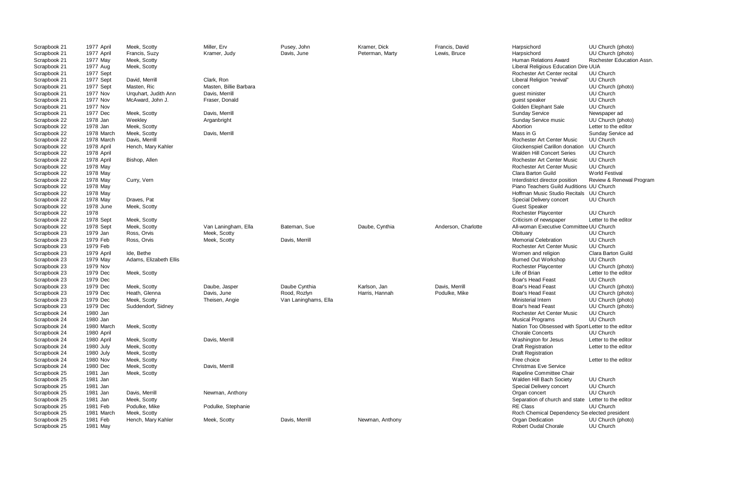| | | | | | | | | |
|---|---|---|---|---|---|---|---|---|
| Scrapbook 21 | 1977 April | Meek, Scotty | Miller, Erv | Pusey, John | Kramer, Dick | Francis, David | Harpsichord | UU Church (photo) |
| Scrapbook 21 | 1977 April | Francis, Suzy | Kramer, Judy | Davis, June | Peterman, Marty | Lewis, Bruce | Harpsichord | UU Church (photo) |
| Scrapbook 21 | 1977 May | Meek, Scotty | | | | | Human Relations Award | Rochester Education Assn. |
| Scrapbook 21 | 1977 Aug | Meek, Scotty | | | | | Liberal Religious Education Dire | UUA |
| Scrapbook 21 | 1977 Sept | | | | | | Rochester Art Center recital | UU Church |
| Scrapbook 21 | 1977 Sept | David, Merrill | Clark, Ron | | | | Liberal Religion "revival" | UU Church |
| Scrapbook 21 | 1977 Sept | Masten, Ric | Masten, Billie Barbara | | | | concert | UU Church (photo) |
| Scrapbook 21 | 1977 Nov | Urquhart, Judith Ann | Davis, Merrill | | | | guest minister | UU Church |
| Scrapbook 21 | 1977 Nov | McAward, John J. | Fraser, Donald | | | | guest speaker | UU Church |
| Scrapbook 21 | 1977 Nov | | | | | | Golden Elephant Sale | UU Church |
| Scrapbook 21 | 1977 Dec | Meek, Scotty | Davis, Merrill | | | | Sunday Service | Newspaper ad |
| Scrapbook 22 | 1978 Jan | Weekley | Arganbright | | | | Sunday Service music | UU Church (photo) |
| Scrapbook 22 | 1978 Jan | Meek, Scotty | | | | | Abortion | Letter to the editor |
| Scrapbook 22 | 1978 March | Meek, Scotty | Davis, Merrill | | | | Mass in G | Sunday Service ad |
| Scrapbook 22 | 1978 March | Davis, Merrill | | | | | Rochester Art Center Music | UU Church |
| Scrapbook 22 | 1978 April | Hench, Mary Kahler | | | | | Glockenspiel Carillon donation | UU Church |
| Scrapbook 22 | 1978 April | | | | | | Walden Hill Concert Series | UU Church |
| Scrapbook 22 | 1978 April | Bishop, Allen | | | | | Rochester Art Center Music | UU Church |
| Scrapbook 22 | 1978 May | | | | | | Rochester Art Center Music | UU Church |
| Scrapbook 22 | 1978 May | | | | | | Clara Barton Guild | World Festival |
| Scrapbook 22 | 1978 May | Curry, Vern | | | | | Interdistrict director position | Review & Renewal Program |
| Scrapbook 22 | 1978 May | | | | | | Piano Teachers Guild Auditions | UU Church |
| Scrapbook 22 | 1978 May | | | | | | Hoffman Music Studio Recitals | UU Church |
| Scrapbook 22 | 1978 May | Draves, Pat | | | | | Special Delivery concert | UU Church |
| Scrapbook 22 | 1978 June | Meek, Scotty | | | | | Guest Speaker | |
| Scrapbook 22 | 1978 | | | | | | Rochester Playcenter | UU Church |
| Scrapbook 22 | 1978 Sept | Meek, Scotty | | | | | Criticism of newspaper | Letter to the editor |
| Scrapbook 22 | 1978 Sept | Meek, Scotty | Van Laningham, Ella | Bateman, Sue | Daube, Cynthia | Anderson, Charlotte | All-woman Executive Committee | UU Church |
| Scrapbook 23 | 1979 Jan | Ross, Orvis | Meek, Scotty | | | | Obituary | UU Church |
| Scrapbook 23 | 1979 Feb | Ross, Orvis | Meek, Scotty | Davis, Merrill | | | Memorial Celebration | UU Church |
| Scrapbook 23 | 1979 Feb | | | | | | Rochester Art Center Music | UU Church |
| Scrapbook 23 | 1979 April | Ide, Bethe | | | | | Women and religion | Clara Barton Guild |
| Scrapbook 23 | 1979 May | Adams, Elizabeth Ellis | | | | | Burned Out Workshop | UU Church |
| Scrapbook 23 | 1979 Nov | | | | | | Rochester Playcenter | UU Church (photo) |
| Scrapbook 23 | 1979 Dec | Meek, Scotty | | | | | Life of Brian | Letter to the editor |
| Scrapbook 23 | 1979 Dec | | | | | | Boar's Head Feast | UU Church |
| Scrapbook 23 | 1979 Dec | Meek, Scotty | Daube, Jasper | Daube Cynthia | Karlson, Jan | Davis, Merrill | Boar's Head Feast | UU Church (photo) |
| Scrapbook 23 | 1979 Dec | Heath, Glenna | Davis, June | Rood, Rozlyn | Harris, Hannah | Podulke, Mike | Boar's Head Feast | UU Church (photo) |
| Scrapbook 23 | 1979 Dec | Meek, Scotty | Theisen, Angie | Van Laninghams, Ella | | | Ministerial Intern | UU Church (photo) |
| Scrapbook 23 | 1979 Dec | Suddendorf, Sidney | | | | | Boar's head Feast | UU Church (photo) |
| Scrapbook 24 | 1980 Jan | | | | | | Rochester Art Center Music | UU Church |
| Scrapbook 24 | 1980 Jan | | | | | | Musical Programs | UU Church |
| Scrapbook 24 | 1980 March | Meek, Scotty | | | | | Nation Too Obsessed with Sport | Letter to the editor |
| Scrapbook 24 | 1980 April | | | | | | Chorale Concerts | UU Church |
| Scrapbook 24 | 1980 April | Meek, Scotty | Davis, Merrill | | | | Washington for Jesus | Letter to the editor |
| Scrapbook 24 | 1980 July | Meek, Scotty | | | | | Draft Registration | Letter to the editor |
| Scrapbook 24 | 1980 July | Meek, Scotty | | | | | Draft Registration | |
| Scrapbook 24 | 1980 Nov | Meek, Scotty | | | | | Free choice | Letter to the editor |
| Scrapbook 24 | 1980 Dec | Meek, Scotty | Davis, Merrill | | | | Christmas Eve Service | |
| Scrapbook 25 | 1981 Jan | Meek, Scotty | | | | | Rapeline Committee Chair | |
| Scrapbook 25 | 1981 Jan | | | | | | Walden Hill Bach Society | UU Church |
| Scrapbook 25 | 1981 Jan | | | | | | Special Delivery concert | UU Church |
| Scrapbook 25 | 1981 Jan | Davis, Merrill | Newman, Anthony | | | | Organ concert | UU Church |
| Scrapbook 25 | 1981 Jan | Meek, Scotty | | | | | Separation of church and state | Letter to the editor |
| Scrapbook 25 | 1981 Feb | Podulke, Mike | Podulke, Stephanie | | | | RE Class | UU Church |
| Scrapbook 25 | 1981 March | Meek, Scotty | | | | | Roch Chemical Dependency Se | elected president |
| Scrapbook 25 | 1981 Feb | Hench, Mary Kahler | Meek, Scotty | Davis, Merrill | Newman, Anthony | | Organ Dedication | UU Church (photo) |
| Scrapbook 25 | 1981 May | | | | | | Robert Oudal Chorale | UU Church |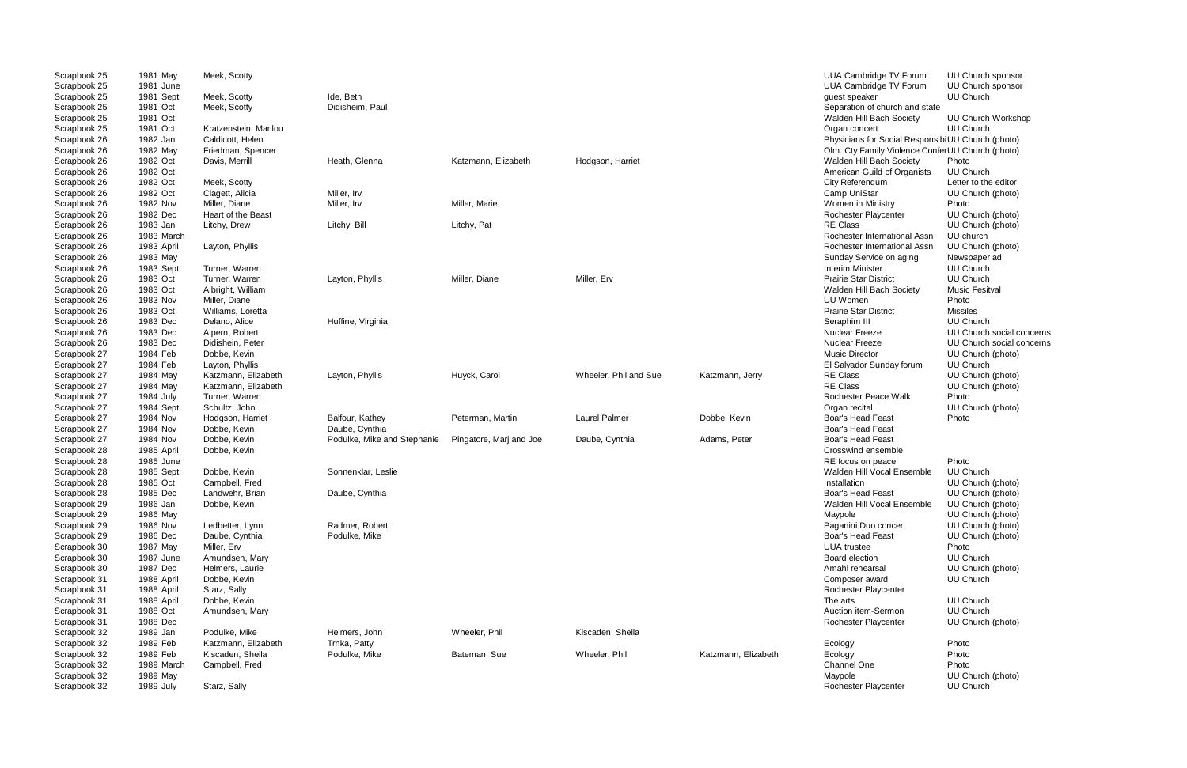| | | | | | | | | |
|---|---|---|---|---|---|---|---|---|
| Scrapbook 25 | 1981 May | Meek, Scotty | | | | | UUA Cambridge TV Forum | UU Church sponsor |
| Scrapbook 25 | 1981 June | | | | | | UUA Cambridge TV Forum | UU Church sponsor |
| Scrapbook 25 | 1981 Sept | Meek, Scotty | Ide, Beth | | | | guest speaker | UU Church |
| Scrapbook 25 | 1981 Oct | Meek, Scotty | Didisheim, Paul | | | | Separation of church and state | |
| Scrapbook 25 | 1981 Oct | | | | | | Walden Hill Bach Society | UU Church Workshop |
| Scrapbook 25 | 1981 Oct | Kratzenstein, Marilou | | | | | Organ concert | UU Church |
| Scrapbook 26 | 1982 Jan | Caldicott, Helen | | | | | Physicians for Social Responsibi | UU Church (photo) |
| Scrapbook 26 | 1982 May | Friedman, Spencer | | | | | Olm. Cty Family Violence Confe | UU Church (photo) |
| Scrapbook 26 | 1982 Oct | Davis, Merrill | Heath, Glenna | Katzmann, Elizabeth | Hodgson, Harriet | | Walden Hill Bach Society | Photo |
| Scrapbook 26 | 1982 Oct | | | | | | American Guild of Organists | UU Church |
| Scrapbook 26 | 1982 Oct | Meek, Scotty | | | | | City Referendum | Letter to the editor |
| Scrapbook 26 | 1982 Oct | Clagett, Alicia | Miller, Irv | | | | Camp UniStar | UU Church (photo) |
| Scrapbook 26 | 1982 Nov | Miller, Diane | Miller, Irv | Miller, Marie | | | Women in Ministry | Photo |
| Scrapbook 26 | 1982 Dec | Heart of the Beast | | | | | Rochester Playcenter | UU Church (photo) |
| Scrapbook 26 | 1983 Jan | Litchy, Drew | Litchy, Bill | Litchy, Pat | | | RE Class | UU Church (photo) |
| Scrapbook 26 | 1983 March | | | | | | Rochester International Assn | UU church |
| Scrapbook 26 | 1983 April | Layton, Phyllis | | | | | Rochester International Assn | UU Church (photo) |
| Scrapbook 26 | 1983 May | | | | | | Sunday Service on aging | Newspaper ad |
| Scrapbook 26 | 1983 Sept | Turner, Warren | | | | | Interim Minister | UU Church |
| Scrapbook 26 | 1983 Oct | Turner, Warren | Layton, Phyllis | Miller, Diane | Miller, Erv | | Prairie Star District | UU Church |
| Scrapbook 26 | 1983 Oct | Albright, William | | | | | Walden Hill Bach Society | Music Fesitval |
| Scrapbook 26 | 1983 Nov | Miller, Diane | | | | | UU Women | Photo |
| Scrapbook 26 | 1983 Oct | Williams, Loretta | | | | | Prairie Star District | Missiles |
| Scrapbook 26 | 1983 Dec | Delano, Alice | Huffine, Virginia | | | | Seraphim III | UU Church |
| Scrapbook 26 | 1983 Dec | Alpern, Robert | | | | | Nuclear Freeze | UU Church social concerns |
| Scrapbook 26 | 1983 Dec | Didishein, Peter | | | | | Nuclear Freeze | UU Church social concerns |
| Scrapbook 27 | 1984 Feb | Dobbe, Kevin | | | | | Music Director | UU Church (photo) |
| Scrapbook 27 | 1984 Feb | Layton, Phyllis | | | | | El Salvador Sunday forum | UU Church |
| Scrapbook 27 | 1984 May | Katzmann, Elizabeth | Layton, Phyllis | Huyck, Carol | Wheeler, Phil and Sue | Katzmann, Jerry | RE Class | UU Church (photo) |
| Scrapbook 27 | 1984 May | Katzmann, Elizabeth | | | | | RE Class | UU Church (photo) |
| Scrapbook 27 | 1984 July | Turner, Warren | | | | | Rochester Peace Walk | Photo |
| Scrapbook 27 | 1984 Sept | Schultz, John | | | | | Organ recital | UU Church (photo) |
| Scrapbook 27 | 1984 Nov | Hodgson, Harriet | Balfour, Kathey | Peterman, Martin | Laurel Palmer | Dobbe, Kevin | Boar's Head Feast | Photo |
| Scrapbook 27 | 1984 Nov | Dobbe, Kevin | Daube, Cynthia | | | | Boar's Head Feast | |
| Scrapbook 27 | 1984 Nov | Dobbe, Kevin | Podulke, Mike and Stephanie | Pingatore, Marj and Joe | Daube, Cynthia | Adams, Peter | Boar's Head Feast | |
| Scrapbook 28 | 1985 April | Dobbe, Kevin | | | | | Crosswind ensemble | |
| Scrapbook 28 | 1985 June | | | | | | RE focus on peace | Photo |
| Scrapbook 28 | 1985 Sept | Dobbe, Kevin | Sonnenklar, Leslie | | | | Walden Hill Vocal Ensemble | UU Church |
| Scrapbook 28 | 1985 Oct | Campbell, Fred | | | | | Installation | UU Church (photo) |
| Scrapbook 28 | 1985 Dec | Landwehr, Brian | Daube, Cynthia | | | | Boar's Head Feast | UU Church (photo) |
| Scrapbook 29 | 1986 Jan | Dobbe, Kevin | | | | | Walden Hill Vocal Ensemble | UU Church (photo) |
| Scrapbook 29 | 1986 May | | | | | | Maypole | UU Church (photo) |
| Scrapbook 29 | 1986 Nov | Ledbetter, Lynn | Radmer, Robert | | | | Paganini Duo concert | UU Church (photo) |
| Scrapbook 29 | 1986 Dec | Daube, Cynthia | Podulke, Mike | | | | Boar's Head Feast | UU Church (photo) |
| Scrapbook 30 | 1987 May | Miller, Erv | | | | | UUA trustee | Photo |
| Scrapbook 30 | 1987 June | Amundsen, Mary | | | | | Board election | UU Church |
| Scrapbook 30 | 1987 Dec | Helmers, Laurie | | | | | Amahl rehearsal | UU Church (photo) |
| Scrapbook 31 | 1988 April | Dobbe, Kevin | | | | | Composer award | UU Church |
| Scrapbook 31 | 1988 April | Starz, Sally | | | | | Rochester Playcenter | |
| Scrapbook 31 | 1988 April | Dobbe, Kevin | | | | | The arts | UU Church |
| Scrapbook 31 | 1988 Oct | Amundsen, Mary | | | | | Auction item-Sermon | UU Church |
| Scrapbook 31 | 1988 Dec | | | | | | Rochester Playcenter | UU Church (photo) |
| Scrapbook 32 | 1989 Jan | Podulke, Mike | Helmers, John | Wheeler, Phil | Kiscaden, Sheila | | | |
| Scrapbook 32 | 1989 Feb | Katzmann, Elizabeth | Trnka, Patty | | | | Ecology | Photo |
| Scrapbook 32 | 1989 Feb | Kiscaden, Sheila | Podulke, Mike | Bateman, Sue | Wheeler, Phil | Katzmann, Elizabeth | Ecology | Photo |
| Scrapbook 32 | 1989 March | Campbell, Fred | | | | | Channel One | Photo |
| Scrapbook 32 | 1989 May | | | | | | Maypole | UU Church (photo) |
| Scrapbook 32 | 1989 July | Starz, Sally | | | | | Rochester Playcenter | UU Church |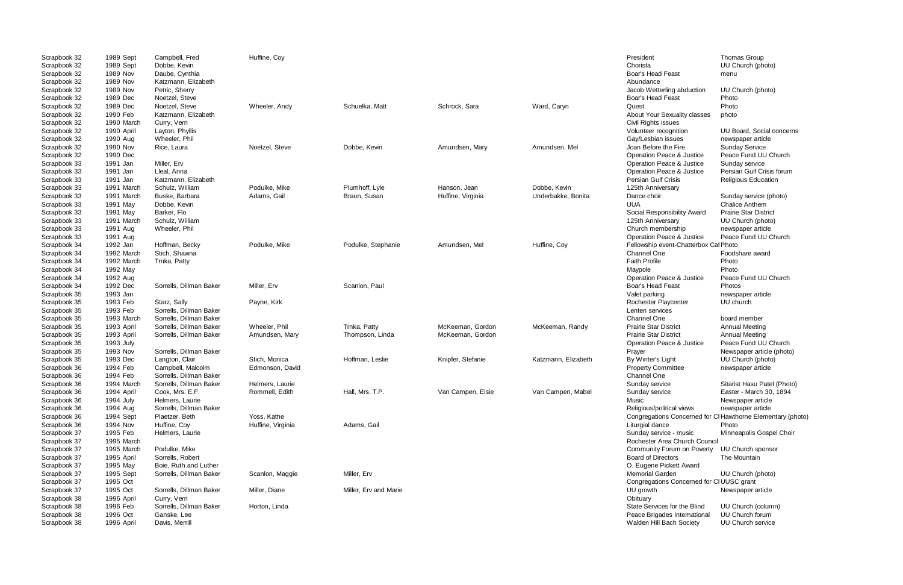| | | | | | | | | |
|---|---|---|---|---|---|---|---|---|
| Scrapbook 32 | 1989 Sept | Campbell, Fred | Huffine, Coy | | | | President | Thomas Group |
| Scrapbook 32 | 1989 Sept | Dobbe, Kevin | | | | | Chorista | UU Church (photo) |
| Scrapbook 32 | 1989 Nov | Daube, Cynthia | | | | | Boar's Head Feast | menu |
| Scrapbook 32 | 1989 Nov | Katzmann, Elizabeth | | | | | Abundance | |
| Scrapbook 32 | 1989 Nov | Petric, Sherry | | | | | Jacob Wetterling abduction | UU Church (photo) |
| Scrapbook 32 | 1989 Dec | Noetzel, Steve | | | | | Boar's Head Feast | Photo |
| Scrapbook 32 | 1989 Dec | Noetzel, Steve | Wheeler, Andy | Schuelka, Matt | Schrock, Sara | Ward, Caryn | Quest | Photo |
| Scrapbook 32 | 1990 Feb | Katzmann, Elizabeth | | | | | About Your Sexuality classes | photo |
| Scrapbook 32 | 1990 March | Curry, Vern | | | | | Civil Rights issues | |
| Scrapbook 32 | 1990 April | Layton, Phyllis | | | | | Volunteer recognition | UU Board, Social concerns |
| Scrapbook 32 | 1990 Aug | Wheeler, Phil | | | | | Gay/Lesbian issues | newspaper article |
| Scrapbook 32 | 1990 Nov | Rice, Laura | Noetzel, Steve | Dobbe, Kevin | Amundsen, Mary | Amundsen, Mel | Joan Before the Fire | Sunday Service |
| Scrapbook 32 | 1990 Dec | | | | | | Operation Peace & Justice | Peace Fund UU Church |
| Scrapbook 33 | 1991 Jan | Miller, Erv | | | | | Operation Peace & Justice | Sunday service |
| Scrapbook 33 | 1991 Jan | Lleal, Anna | | | | | Operation Peace & Justice | Persian Gulf Crisis forum |
| Scrapbook 33 | 1991 Jan | Katzmann, Elizabeth | | | | | Persian Gulf Crisis | Religious Education |
| Scrapbook 33 | 1991 March | Schulz, William | Podulke, Mike | Plumhoff, Lyle | Hanson, Jean | Dobbe, Kevin | 125th Anniversary | |
| Scrapbook 33 | 1991 March | Buske, Barbara | Adams, Gail | Braun, Susan | Huffine, Virginia | Underbakke, Bonita | Dance choir | Sunday service (photo) |
| Scrapbook 33 | 1991 May | Dobbe, Kevin | | | | | UUA | Chalice Anthem |
| Scrapbook 33 | 1991 May | Barker, Flo | | | | | Social Responsibility Award | Prairie Star District |
| Scrapbook 33 | 1991 March | Schulz, William | | | | | 125th Anniversary | UU Church (photo) |
| Scrapbook 33 | 1991 Aug | Wheeler, Phil | | | | | Church membership | newspaper article |
| Scrapbook 33 | 1991 Aug | | | | | | Operation Peace & Justice | Peace Fund UU Church |
| Scrapbook 34 | 1992 Jan | Hoffman, Becky | Podulke, Mike | Podulke, Stephanie | Amundsen, Mel | Huffine, Coy | Fellowship event-Chatterbox Caf | Photo |
| Scrapbook 34 | 1992 March | Stich, Shawna | | | | | Channel One | Foodshare award |
| Scrapbook 34 | 1992 March | Trnka, Patty | | | | | Faith Profile | Photo |
| Scrapbook 34 | 1992 May | | | | | | Maypole | Photo |
| Scrapbook 34 | 1992 Aug | | | | | | Operation Peace & Justice | Peace Fund UU Church |
| Scrapbook 34 | 1992 Dec | Sorrells, Dillman Baker | Miller, Erv | Scanlon, Paul | | | Boar's Head Feast | Photos |
| Scrapbook 35 | 1993 Jan | | | | | | Valet parking | newspaper article |
| Scrapbook 35 | 1993 Feb | Starz, Sally | Payne, Kirk | | | | Rochester Playcenter | UU church |
| Scrapbook 35 | 1993 Feb | Sorrells, Dillman Baker | | | | | Lenten services | |
| Scrapbook 35 | 1993 March | Sorrells, Dillman Baker | | | | | Channel One | board member |
| Scrapbook 35 | 1993 April | Sorrells, Dillman Baker | Wheeler, Phil | Trnka, Patty | McKeeman, Gordon | McKeeman, Randy | Prairie Star District | Annual Meeting |
| Scrapbook 35 | 1993 April | Sorrells, Dillman Baker | Amundsen, Mary | Thompson, Linda | McKeeman, Gordon | | Prairie Star District | Annual Meeting |
| Scrapbook 35 | 1993 July | | | | | | Operation Peace & Justice | Peace Fund UU Church |
| Scrapbook 35 | 1993 Nov | Sorrells, Dillman Baker | | | | | Prayer | Newspaper article (photo) |
| Scrapbook 35 | 1993 Dec | Langton, Clair | Stich, Monica | Hoffman, Leslie | Knipfer, Stefanie | Katzmann, Elizabeth | By Winter's Light | UU Church (photo) |
| Scrapbook 36 | 1994 Feb | Campbell, Malcolm | Edmonson, David | | | | Property Committee | newspaper article |
| Scrapbook 36 | 1994 Feb | Sorrells, Dillman Baker | | | | | Channel One | |
| Scrapbook 36 | 1994 March | Sorrells, Dillman Baker | Helmers, Laurie | | | | Sunday service | Sitarist Hasu Patel (Photo) |
| Scrapbook 36 | 1994 April | Cook, Mrs. E.F. | Rommell, Edith | Hall, Mrs. T.P. | Van Campen, Elsie | Van Campen, Mabel | Sunday service | Easter - March 30, 1894 |
| Scrapbook 36 | 1994 July | Helmers, Laurie | | | | | Music | Newspaper article |
| Scrapbook 36 | 1994 Aug | Sorrells, Dillman Baker | | | | | Religious/political views | newspaper article |
| Scrapbook 36 | 1994 Sept | Plaetzer, Beth | Yoss, Kathe | | | | Congregations Concerned for Cl | Hawthorne Elementary (photo) |
| Scrapbook 36 | 1994 Nov | Huffine, Coy | Huffine, Virginia | Adams, Gail | | | Liturgial dance | Photo |
| Scrapbook 37 | 1995 Feb | Helmers, Laurie | | | | | Sunday service - music | Minneapolis Gospel Choir |
| Scrapbook 37 | 1995 March | | | | | | Rochester Area Church Council | |
| Scrapbook 37 | 1995 March | Podulke, Mike | | | | | Community Forum on Poverty | UU Church sponsor |
| Scrapbook 37 | 1995 April | Sorrells, Robert | | | | | Board of Directors | The Mountain |
| Scrapbook 37 | 1995 May | Boie, Ruth and Luther | | | | | O. Eugene Pickett Award | |
| Scrapbook 37 | 1995 Sept | Sorrells, Dillman Baker | Scanlon, Maggie | Miller, Erv | | | Memorial Garden | UU Church (photo) |
| Scrapbook 37 | 1995 Oct | | | | | | Congregations Concerned for Cl | UUSC grant |
| Scrapbook 37 | 1995 Oct | Sorrells, Dillman Baker | Miller, Diane | Miller, Erv and Marie | | | UU growth | Newspaper article |
| Scrapbook 38 | 1996 April | Curry, Vern | | | | | Obituary | |
| Scrapbook 38 | 1996 Feb | Sorrells, Dillman Baker | Horton, Linda | | | | State Services for the Blind | UU Church (column) |
| Scrapbook 38 | 1996 Oct | Ganske, Lee | | | | | Peace Brigades International | UU Church forum |
| Scrapbook 38 | 1996 April | Davis, Merrill | | | | | Walden Hill Bach Society | UU Church service |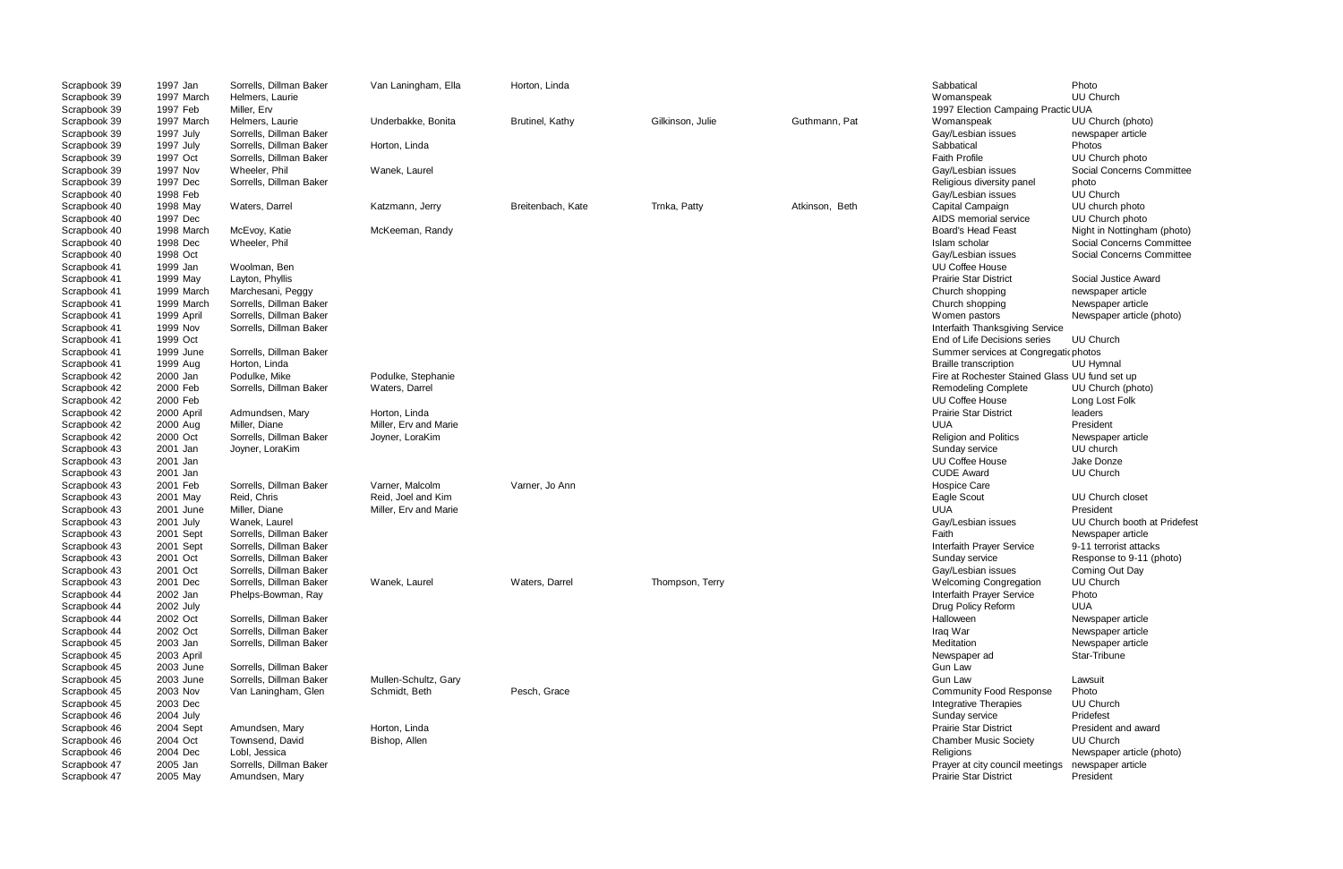| | | | | | | | | |
|---|---|---|---|---|---|---|---|---|
| Scrapbook 39 | 1997 Jan | Sorrells, Dillman Baker | Van Laningham, Ella | Horton, Linda | | | Sabbatical | Photo |
| Scrapbook 39 | 1997 March | Helmers, Laurie | | | | | Womanspeak | UU Church |
| Scrapbook 39 | 1997 Feb | Miller, Erv | | | | | 1997 Election Campaing Practic | UUA |
| Scrapbook 39 | 1997 March | Helmers, Laurie | Underbakke, Bonita | Brutinel, Kathy | Gilkinson, Julie | Guthmann, Pat | Womanspeak | UU Church (photo) |
| Scrapbook 39 | 1997 July | Sorrells, Dillman Baker | | | | | Gay/Lesbian issues | newspaper article |
| Scrapbook 39 | 1997 July | Sorrells, Dillman Baker | Horton, Linda | | | | Sabbatical | Photos |
| Scrapbook 39 | 1997 Oct | Sorrells, Dillman Baker | | | | | Faith Profile | UU Church photo |
| Scrapbook 39 | 1997 Nov | Wheeler, Phil | Wanek, Laurel | | | | Gay/Lesbian issues | Social Concerns Committee |
| Scrapbook 39 | 1997 Dec | Sorrells, Dillman Baker | | | | | Religious diversity panel | photo |
| Scrapbook 40 | 1998 Feb | | | | | | Gay/Lesbian issues | UU Church |
| Scrapbook 40 | 1998 May | Waters, Darrel | Katzmann, Jerry | Breitenbach, Kate | Trnka, Patty | Atkinson, Beth | Capital Campaign | UU church photo |
| Scrapbook 40 | 1997 Dec | | | | | | AIDS memorial service | UU Church photo |
| Scrapbook 40 | 1998 March | McEvoy, Katie | McKeeman, Randy | | | | Board's Head Feast | Night in Nottingham (photo) |
| Scrapbook 40 | 1998 Dec | Wheeler, Phil | | | | | Islam scholar | Social Concerns Committee |
| Scrapbook 40 | 1998 Oct | | | | | | Gay/Lesbian issues | Social Concerns Committee |
| Scrapbook 41 | 1999 Jan | Woolman, Ben | | | | | UU Coffee House | |
| Scrapbook 41 | 1999 May | Layton, Phyllis | | | | | Prairie Star District | Social Justice Award |
| Scrapbook 41 | 1999 March | Marchesani, Peggy | | | | | Church shopping | newspaper article |
| Scrapbook 41 | 1999 March | Sorrells, Dillman Baker | | | | | Church shopping | Newspaper article |
| Scrapbook 41 | 1999 April | Sorrells, Dillman Baker | | | | | Women pastors | Newspaper article (photo) |
| Scrapbook 41 | 1999 Nov | Sorrells, Dillman Baker | | | | | Interfaith Thanksgiving Service | |
| Scrapbook 41 | 1999 Oct | | | | | | End of Life Decisions series | UU Church |
| Scrapbook 41 | 1999 June | Sorrells, Dillman Baker | | | | | Summer services at Congregatio | photos |
| Scrapbook 41 | 1999 Aug | Horton, Linda | | | | | Braille transcription | UU Hymnal |
| Scrapbook 42 | 2000 Jan | Podulke, Mike | Podulke, Stephanie | | | | Fire at Rochester Stained Glass | UU fund set up |
| Scrapbook 42 | 2000 Feb | Sorrells, Dillman Baker | Waters, Darrel | | | | Remodeling Complete | UU Church (photo) |
| Scrapbook 42 | 2000 Feb | | | | | | UU Coffee House | Long Lost Folk |
| Scrapbook 42 | 2000 April | Admundsen, Mary | Horton, Linda | | | | Prairie Star District | leaders |
| Scrapbook 42 | 2000 Aug | Miller, Diane | Miller, Erv and Marie | | | | UUA | President |
| Scrapbook 42 | 2000 Oct | Sorrells, Dillman Baker | Joyner, LoraKim | | | | Religion and Politics | Newspaper article |
| Scrapbook 43 | 2001 Jan | Joyner, LoraKim | | | | | Sunday service | UU church |
| Scrapbook 43 | 2001 Jan | | | | | | UU Coffee House | Jake Donze |
| Scrapbook 43 | 2001 Jan | | | | | | CUDE Award | UU Church |
| Scrapbook 43 | 2001 Feb | Sorrells, Dillman Baker | Varner, Malcolm | Varner, Jo Ann | | | Hospice Care | |
| Scrapbook 43 | 2001 May | Reid, Chris | Reid, Joel and Kim | | | | Eagle Scout | UU Church closet |
| Scrapbook 43 | 2001 June | Miller, Diane | Miller, Erv and Marie | | | | UUA | President |
| Scrapbook 43 | 2001 July | Wanek, Laurel | | | | | Gay/Lesbian issues | UU Church booth at Pridefest |
| Scrapbook 43 | 2001 Sept | Sorrells, Dillman Baker | | | | | Faith | Newspaper article |
| Scrapbook 43 | 2001 Sept | Sorrells, Dillman Baker | | | | | Interfaith Prayer Service | 9-11 terrorist attacks |
| Scrapbook 43 | 2001 Oct | Sorrells, Dillman Baker | | | | | Sunday service | Response to 9-11 (photo) |
| Scrapbook 43 | 2001 Oct | Sorrells, Dillman Baker | | | | | Gay/Lesbian issues | Coming Out Day |
| Scrapbook 43 | 2001 Dec | Sorrells, Dillman Baker | Wanek, Laurel | Waters, Darrel | Thompson, Terry | | Welcoming Congregation | UU Church |
| Scrapbook 44 | 2002 Jan | Phelps-Bowman, Ray | | | | | Interfaith Prayer Service | Photo |
| Scrapbook 44 | 2002 July | | | | | | Drug Policy Reform | UUA |
| Scrapbook 44 | 2002 Oct | Sorrells, Dillman Baker | | | | | Halloween | Newspaper article |
| Scrapbook 44 | 2002 Oct | Sorrells, Dillman Baker | | | | | Iraq War | Newspaper article |
| Scrapbook 45 | 2003 Jan | Sorrells, Dillman Baker | | | | | Meditation | Newspaper article |
| Scrapbook 45 | 2003 April | | | | | | Newspaper ad | Star-Tribune |
| Scrapbook 45 | 2003 June | Sorrells, Dillman Baker | | | | | Gun Law | |
| Scrapbook 45 | 2003 June | Sorrells, Dillman Baker | Mullen-Schultz, Gary | | | | Gun Law | Lawsuit |
| Scrapbook 45 | 2003 Nov | Van Laningham, Glen | Schmidt, Beth | Pesch, Grace | | | Community Food Response | Photo |
| Scrapbook 45 | 2003 Dec | | | | | | Integrative Therapies | UU Church |
| Scrapbook 46 | 2004 July | | | | | | Sunday service | Pridefest |
| Scrapbook 46 | 2004 Sept | Amundsen, Mary | Horton, Linda | | | | Prairie Star District | President and award |
| Scrapbook 46 | 2004 Oct | Townsend, David | Bishop, Allen | | | | Chamber Music Society | UU Church |
| Scrapbook 46 | 2004 Dec | Lobl, Jessica | | | | | Religions | Newspaper article (photo) |
| Scrapbook 47 | 2005 Jan | Sorrells, Dillman Baker | | | | | Prayer at city council meetings | newspaper article |
| Scrapbook 47 | 2005 May | Amundsen, Mary | | | | | Prairie Star District | President |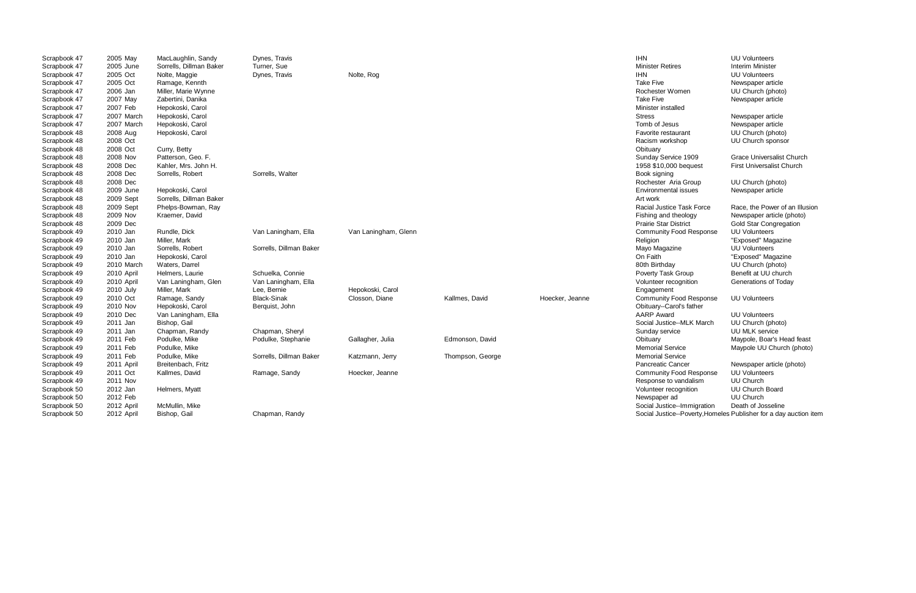| | | | | | | | | | |
|---|---|---|---|---|---|---|---|---|---|
| Scrapbook 47 | 2005 May | MacLaughlin, Sandy | Dynes, Travis | | | | IHN | UU Volunteers |
| Scrapbook 47 | 2005 June | Sorrells, Dillman Baker | Turner, Sue | | | | Minister Retires | Interim Minister |
| Scrapbook 47 | 2005 Oct | Nolte, Maggie | Dynes, Travis | Nolte, Rog | | | IHN | UU Volunteers |
| Scrapbook 47 | 2005 Oct | Ramage, Kennth | | | | | Take Five | Newspaper article |
| Scrapbook 47 | 2006 Jan | Miller, Marie Wynne | | | | | Rochester Women | UU Church (photo) |
| Scrapbook 47 | 2007 May | Zabertini, Danika | | | | | Take Five | Newspaper article |
| Scrapbook 47 | 2007 Feb | Hepokoski, Carol | | | | | Minister installed | |
| Scrapbook 47 | 2007 March | Hepokoski, Carol | | | | | Stress | Newspaper article |
| Scrapbook 47 | 2007 March | Hepokoski, Carol | | | | | Tomb of Jesus | Newspaper article |
| Scrapbook 48 | 2008 Aug | Hepokoski, Carol | | | | | Favorite restaurant | UU Church (photo) |
| Scrapbook 48 | 2008 Oct | | | | | | Racism workshop | UU Church sponsor |
| Scrapbook 48 | 2008 Oct | Curry, Betty | | | | | Obituary | |
| Scrapbook 48 | 2008 Nov | Patterson, Geo. F. | | | | | Sunday Service 1909 | Grace Universalist Church |
| Scrapbook 48 | 2008 Dec | Kahler, Mrs. John H. | | | | | 1958 $10,000 bequest | First Universalist Church |
| Scrapbook 48 | 2008 Dec | Sorrells, Robert | Sorrells, Walter | | | | Book signing | |
| Scrapbook 48 | 2008 Dec | | | | | | Rochester Aria Group | UU Church (photo) |
| Scrapbook 48 | 2009 June | Hepokoski, Carol | | | | | Environmental issues | Newspaper article |
| Scrapbook 48 | 2009 Sept | Sorrells, Dillman Baker | | | | | Art work | |
| Scrapbook 48 | 2009 Sept | Phelps-Bowman, Ray | | | | | Racial Justice Task Force | Race, the Power of an Illusion |
| Scrapbook 48 | 2009 Nov | Kraemer, David | | | | | Fishing and theology | Newspaper article (photo) |
| Scrapbook 48 | 2009 Dec | | | | | | Prairie Star District | Gold Star Congregation |
| Scrapbook 49 | 2010 Jan | Rundle, Dick | Van Laningham, Ella | Van Laningham, Glenn | | | Community Food Response | UU Volunteers |
| Scrapbook 49 | 2010 Jan | Miller, Mark | | | | | Religion | "Exposed" Magazine |
| Scrapbook 49 | 2010 Jan | Sorrells, Robert | Sorrells, Dillman Baker | | | | Mayo Magazine | UU Volunteers |
| Scrapbook 49 | 2010 Jan | Hepokoski, Carol | | | | | On Faith | "Exposed" Magazine |
| Scrapbook 49 | 2010 March | Waters, Darrel | | | | | 80th Birthday | UU Church (photo) |
| Scrapbook 49 | 2010 April | Helmers, Laurie | Schuelka, Connie | | | | Poverty Task Group | Benefit at UU church |
| Scrapbook 49 | 2010 April | Van Laningham, Glen | Van Laningham, Ella | | | | Volunteer recognition | Generations of Today |
| Scrapbook 49 | 2010 July | Miller, Mark | Lee, Bernie | Hepokoski, Carol | | | Engagement | |
| Scrapbook 49 | 2010 Oct | Ramage, Sandy | Black-Sinak | Closson, Diane | Kallmes, David | Hoecker, Jeanne | Community Food Response | UU Volunteers |
| Scrapbook 49 | 2010 Nov | Hepokoski, Carol | Berquist, John | | | | Obituary--Carol's father | |
| Scrapbook 49 | 2010 Dec | Van Laningham, Ella | | | | | AARP Award | UU Volunteers |
| Scrapbook 49 | 2011 Jan | Bishop, Gail | | | | | Social Justice--MLK March | UU Church (photo) |
| Scrapbook 49 | 2011 Jan | Chapman, Randy | Chapman, Sheryl | | | | Sunday service | UU MLK service |
| Scrapbook 49 | 2011 Feb | Podulke, Mike | Podulke, Stephanie | Gallagher, Julia | Edmonson, David | | Obituary | Maypole, Boar's Head feast |
| Scrapbook 49 | 2011 Feb | Podulke, Mike | | | | | Memorial Service | Maypole UU Church (photo) |
| Scrapbook 49 | 2011 Feb | Podulke, Mike | Sorrells, Dillman Baker | Katzmann, Jerry | Thompson, George | | Memorial Service | |
| Scrapbook 49 | 2011 April | Breitenbach, Fritz | | | | | Pancreatic Cancer | Newspaper article (photo) |
| Scrapbook 49 | 2011 Oct | Kallmes, David | Ramage, Sandy | Hoecker, Jeanne | | | Community Food Response | UU Volunteers |
| Scrapbook 49 | 2011 Nov | | | | | | Response to vandalism | UU Church |
| Scrapbook 50 | 2012 Jan | Helmers, Myatt | | | | | Volunteer recognition | UU Church Board |
| Scrapbook 50 | 2012 Feb | | | | | | Newspaper ad | UU Church |
| Scrapbook 50 | 2012 April | McMullin, Mike | | | | | Social Justice--Immigration | Death of Josseline |
| Scrapbook 50 | 2012 April | Bishop, Gail | Chapman, Randy | | | | Social Justice--Poverty,Homeles | Publisher for a day auction item |